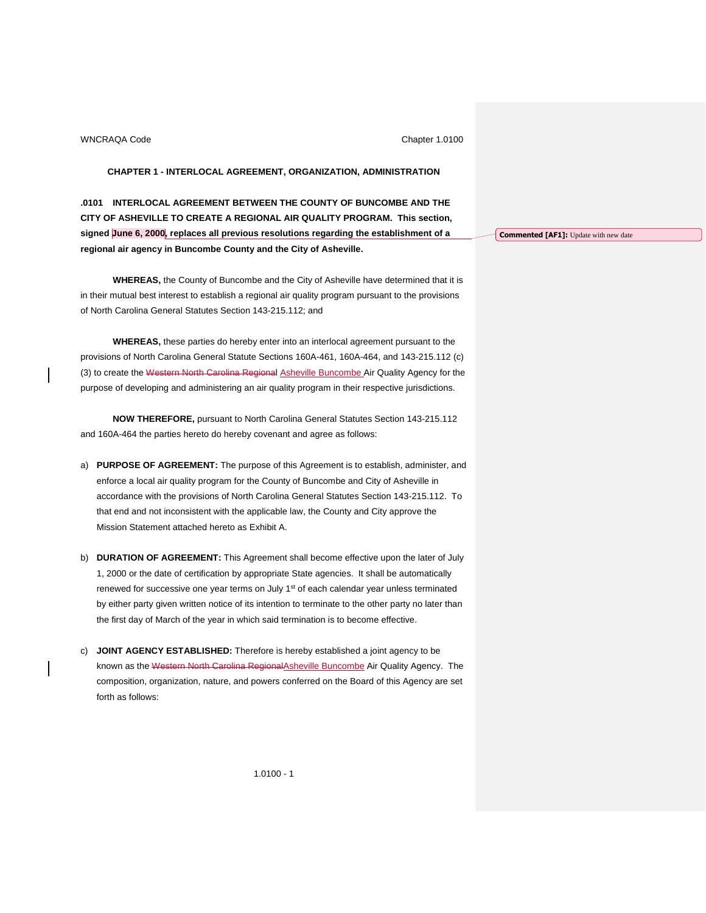## CHAPTER 1 - INTERLOCAL AGREEMENT, ORGANIZATION, ADMINISTRATION

**.0101 INTERLOCAL AGREEMENT BETWEEN THE COUNTY OF BUNCOMBE AND THE CITY OF ASHEVILLE TO CREATE A REGIONAL AIR QUALITY PROGRAM. This section, signed June 6, 2000, replaces all previous resolutions regarding the establishment of a regional air agency in Buncombe County and the City of Asheville.**

**Commented [AF1]:** Update with new date

**WHEREAS,** the County of Buncombe and the City of Asheville have determined that it is in their mutual best interest to establish a regional air quality program pursuant to the provisions of North Carolina General Statutes Section 143-215.112; and

**WHEREAS,** these parties do hereby enter into an interlocal agreement pursuant to the provisions of North Carolina General Statute Sections 160A-461, 160A-464, and 143-215.112 (c)(3) to create the ~~Western North Carolina Regional~~ Asheville Buncombe Air Quality Agency for the purpose of developing and administering an air quality program in their respective jurisdictions.

**NOW THEREFORE,** pursuant to North Carolina General Statutes Section 143-215.112 and 160A-464 the parties hereto do hereby covenant and agree as follows:

a) **PURPOSE OF AGREEMENT:** The purpose of this Agreement is to establish, administer, and enforce a local air quality program for the County of Buncombe and City of Asheville in accordance with the provisions of North Carolina General Statutes Section 143-215.112. To that end and not inconsistent with the applicable law, the County and City approve the Mission Statement attached hereto as Exhibit A.

b) **DURATION OF AGREEMENT:** This Agreement shall become effective upon the later of July 1, 2000 or the date of certification by appropriate State agencies. It shall be automatically renewed for successive one year terms on July 1st of each calendar year unless terminated by either party given written notice of its intention to terminate to the other party no later than the first day of March of the year in which said termination is to become effective.

c) **JOINT AGENCY ESTABLISHED:** Therefore is hereby established a joint agency to be known as the ~~Western North Carolina Regional~~Asheville Buncombe Air Quality Agency. The composition, organization, nature, and powers conferred on the Board of this Agency are set forth as follows: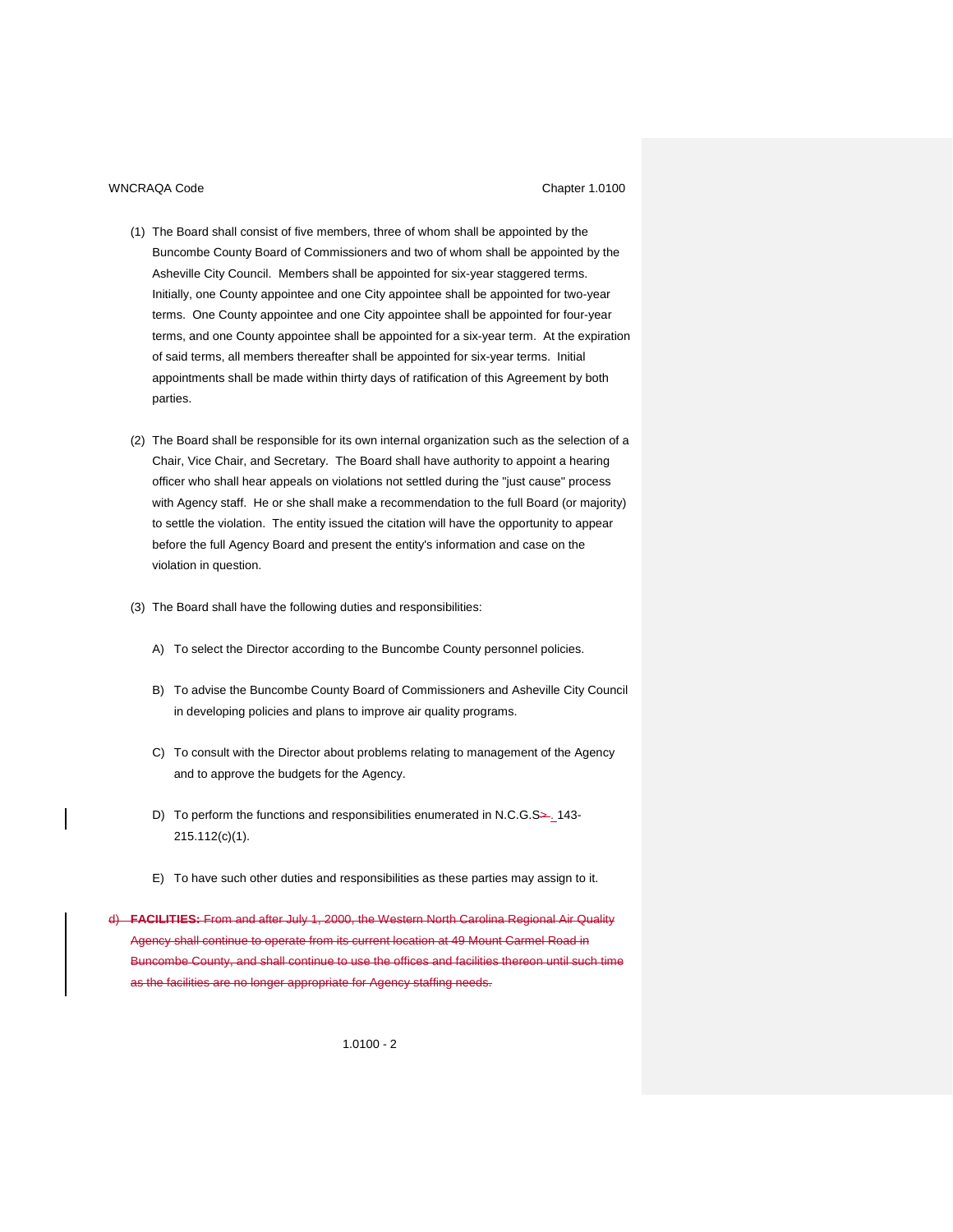(1) The Board shall consist of five members, three of whom shall be appointed by the Buncombe County Board of Commissioners and two of whom shall be appointed by the Asheville City Council. Members shall be appointed for six-year staggered terms. Initially, one County appointee and one City appointee shall be appointed for two-year terms. One County appointee and one City appointee shall be appointed for four-year terms, and one County appointee shall be appointed for a six-year term. At the expiration of said terms, all members thereafter shall be appointed for six-year terms. Initial appointments shall be made within thirty days of ratification of this Agreement by both parties.

(2) The Board shall be responsible for its own internal organization such as the selection of a Chair, Vice Chair, and Secretary. The Board shall have authority to appoint a hearing officer who shall hear appeals on violations not settled during the "just cause" process with Agency staff. He or she shall make a recommendation to the full Board (or majority) to settle the violation. The entity issued the citation will have the opportunity to appear before the full Agency Board and present the entity's information and case on the violation in question.

(3) The Board shall have the following duties and responsibilities:

A) To select the Director according to the Buncombe County personnel policies.

B) To advise the Buncombe County Board of Commissioners and Asheville City Council in developing policies and plans to improve air quality programs.

C) To consult with the Director about problems relating to management of the Agency and to approve the budgets for the Agency.

D) To perform the functions and responsibilities enumerated in N.C.G.S~~>~~. 143-215.112(c)(1).

E) To have such other duties and responsibilities as these parties may assign to it.

~~d) **FACILITIES:** From and after July 1, 2000, the Western North Carolina Regional Air Quality Agency shall continue to operate from its current location at 49 Mount Carmel Road in Buncombe County, and shall continue to use the offices and facilities thereon until such time as the facilities are no longer appropriate for Agency staffing needs.~~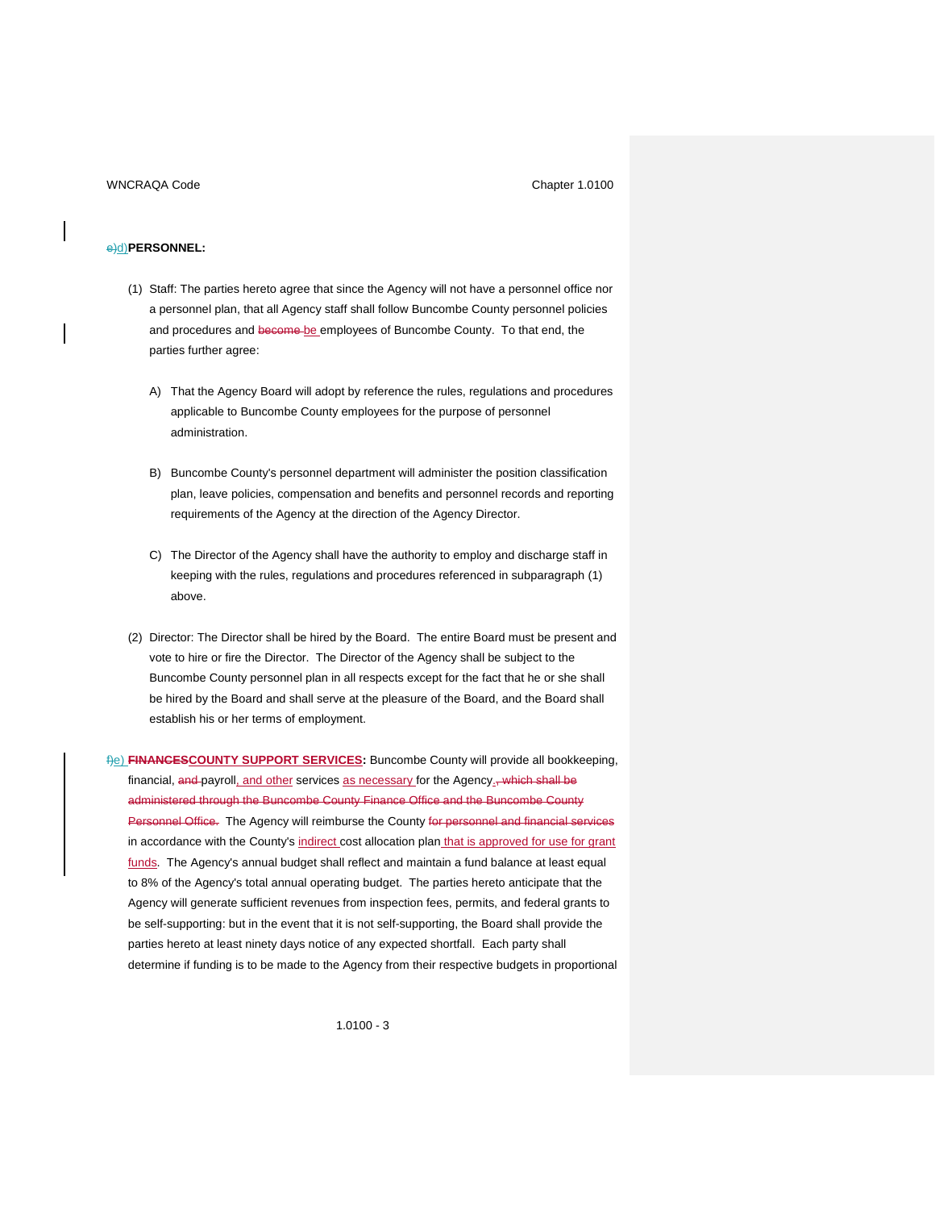~~e)~~d) **PERSONNEL:**

(1) Staff: The parties hereto agree that since the Agency will not have a personnel office nor a personnel plan, that all Agency staff shall follow Buncombe County personnel policies and procedures and ~~become~~ be employees of Buncombe County. To that end, the parties further agree:

A) That the Agency Board will adopt by reference the rules, regulations and procedures applicable to Buncombe County employees for the purpose of personnel administration.

B) Buncombe County's personnel department will administer the position classification plan, leave policies, compensation and benefits and personnel records and reporting requirements of the Agency at the direction of the Agency Director.

C) The Director of the Agency shall have the authority to employ and discharge staff in keeping with the rules, regulations and procedures referenced in subparagraph (1) above.

(2) Director: The Director shall be hired by the Board. The entire Board must be present and vote to hire or fire the Director. The Director of the Agency shall be subject to the Buncombe County personnel plan in all respects except for the fact that he or she shall be hired by the Board and shall serve at the pleasure of the Board, and the Board shall establish his or her terms of employment.

~~f)~~e) **~~FINANCES~~COUNTY SUPPORT SERVICES:** Buncombe County will provide all bookkeeping, financial, ~~and~~ payroll, and other services as necessary for the Agency.~~, which shall be administered through the Buncombe County Finance Office and the Buncombe County Personnel Office.~~ The Agency will reimburse the County ~~for personnel and financial services~~ in accordance with the County's indirect cost allocation plan that is approved for use for grant funds. The Agency's annual budget shall reflect and maintain a fund balance at least equal to 8% of the Agency's total annual operating budget. The parties hereto anticipate that the Agency will generate sufficient revenues from inspection fees, permits, and federal grants to be self-supporting: but in the event that it is not self-supporting, the Board shall provide the parties hereto at least ninety days notice of any expected shortfall. Each party shall determine if funding is to be made to the Agency from their respective budgets in proportional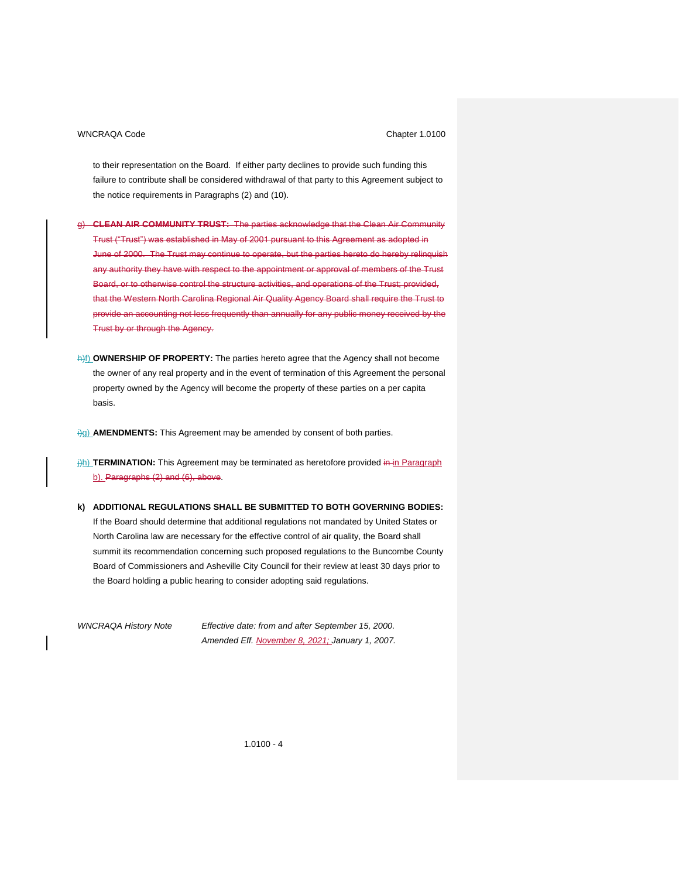to their representation on the Board. If either party declines to provide such funding this failure to contribute shall be considered withdrawal of that party to this Agreement subject to the notice requirements in Paragraphs (2) and (10).

~~g) **CLEAN AIR COMMUNITY TRUST:** The parties acknowledge that the Clean Air Community Trust ("Trust") was established in May of 2001 pursuant to this Agreement as adopted in June of 2000. The Trust may continue to operate, but the parties hereto do hereby relinquish any authority they have with respect to the appointment or approval of members of the Trust Board, or to otherwise control the structure activities, and operations of the Trust; provided, that the Western North Carolina Regional Air Quality Agency Board shall require the Trust to provide an accounting not less frequently than annually for any public money received by the Trust by or through the Agency.~~

~~h)~~f) **OWNERSHIP OF PROPERTY:** The parties hereto agree that the Agency shall not become the owner of any real property and in the event of termination of this Agreement the personal property owned by the Agency will become the property of these parties on a per capita basis.

~~i)~~g) **AMENDMENTS:** This Agreement may be amended by consent of both parties.

~~j)~~h) **TERMINATION:** This Agreement may be terminated as heretofore provided ~~in~~ in Paragraph b). ~~Paragraphs (2) and (6), above~~.

**k) ADDITIONAL REGULATIONS SHALL BE SUBMITTED TO BOTH GOVERNING BODIES:** If the Board should determine that additional regulations not mandated by United States or North Carolina law are necessary for the effective control of air quality, the Board shall summit its recommendation concerning such proposed regulations to the Buncombe County Board of Commissioners and Asheville City Council for their review at least 30 days prior to the Board holding a public hearing to consider adopting said regulations.

*WNCRAQA History Note* *Effective date: from and after September 15, 2000.*
*Amended Eff. November 8, 2021; January 1, 2007.*